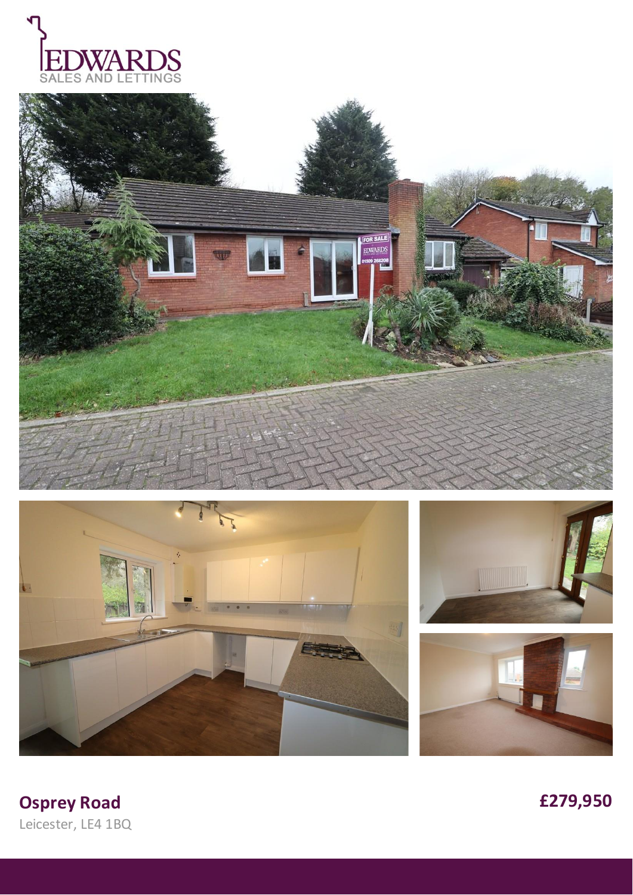EDWARDS
SALES AND LETTINGS

**Osprey Road**

Leicester, LE4 1BQ

**£279,950**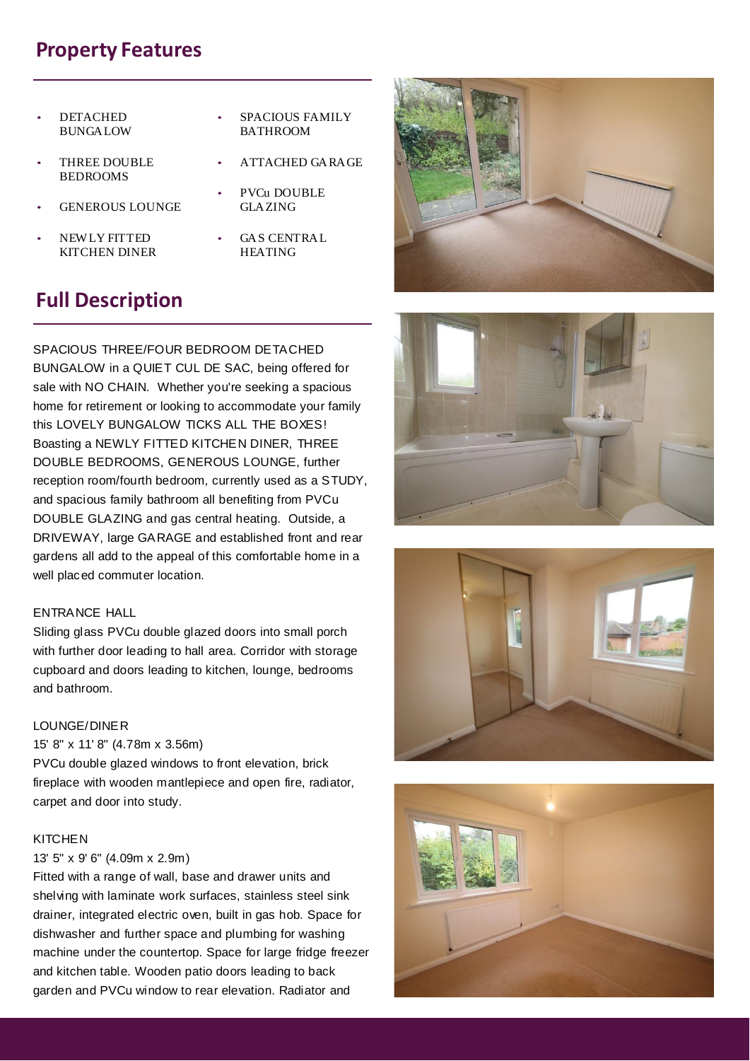## Property Features

- DETACHED BUNGALOW
- THREE DOUBLE BEDROOMS
- GENEROUS LOUNGE
- NEWLY FITTED KITCHEN DINER
- SPACIOUS FAMILY BATHROOM
- ATTACHED GARAGE
- PVCu DOUBLE GLAZING
- GAS CENTRAL HEATING

## Full Description

SPACIOUS THREE/FOUR BEDROOM DETACHED BUNGALOW in a QUIET CUL DE SAC, being offered for sale with NO CHAIN. Whether you're seeking a spacious home for retirement or looking to accommodate your family this LOVELY BUNGALOW TICKS ALL THE BOXES! Boasting a NEWLY FITTED KITCHEN DINER, THREE DOUBLE BEDROOMS, GENEROUS LOUNGE, further reception room/fourth bedroom, currently used as a STUDY, and spacious family bathroom all benefiting from PVCu DOUBLE GLAZING and gas central heating. Outside, a DRIVEWAY, large GARAGE and established front and rear gardens all add to the appeal of this comfortable home in a well placed commuter location.

ENTRANCE HALL
Sliding glass PVCu double glazed doors into small porch with further door leading to hall area. Corridor with storage cupboard and doors leading to kitchen, lounge, bedrooms and bathroom.

LOUNGE/DINER
15' 8" x 11' 8" (4.78m x 3.56m)
PVCu double glazed windows to front elevation, brick fireplace with wooden mantlepiece and open fire, radiator, carpet and door into study.

KITCHEN
13' 5" x 9' 6" (4.09m x 2.9m)
Fitted with a range of wall, base and drawer units and shelving with laminate work surfaces, stainless steel sink drainer, integrated electric oven, built in gas hob. Space for dishwasher and further space and plumbing for washing machine under the countertop. Space for large fridge freezer and kitchen table. Wooden patio doors leading to back garden and PVCu window to rear elevation. Radiator and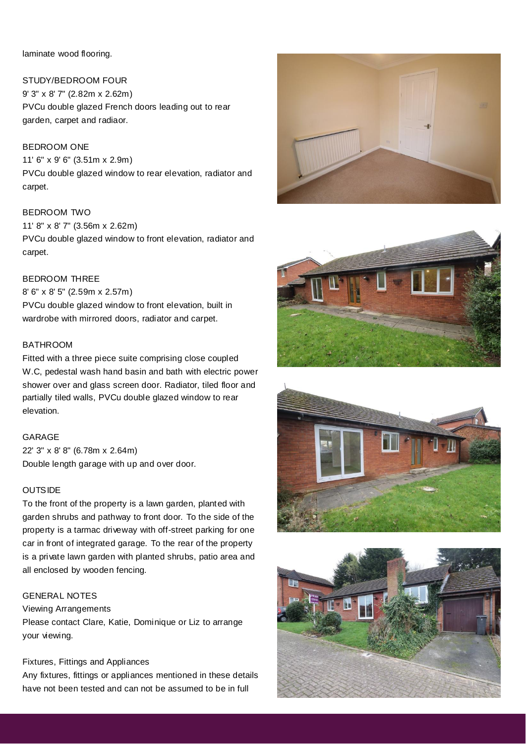laminate wood flooring.

STUDY/BEDROOM FOUR
9' 3" x 8' 7" (2.82m x 2.62m)
PVCu double glazed French doors leading out to rear garden, carpet and radiaor.

BEDROOM ONE
11' 6" x 9' 6" (3.51m x 2.9m)
PVCu double glazed window to rear elevation, radiator and carpet.

BEDROOM TWO
11' 8" x 8' 7" (3.56m x 2.62m)
PVCu double glazed window to front elevation, radiator and carpet.

BEDROOM THREE
8' 6" x 8' 5" (2.59m x 2.57m)
PVCu double glazed window to front elevation, built in wardrobe with mirrored doors, radiator and carpet.

BATHROOM
Fitted with a three piece suite comprising close coupled W.C, pedestal wash hand basin and bath with electric power shower over and glass screen door. Radiator, tiled floor and partially tiled walls, PVCu double glazed window to rear elevation.

GARAGE
22' 3" x 8' 8" (6.78m x 2.64m)
Double length garage with up and over door.

OUTSIDE
To the front of the property is a lawn garden, planted with garden shrubs and pathway to front door. To the side of the property is a tarmac driveway with off-street parking for one car in front of integrated garage. To the rear of the property is a private lawn garden with planted shrubs, patio area and all enclosed by wooden fencing.

GENERAL NOTES
Viewing Arrangements
Please contact Clare, Katie, Dominique or Liz to arrange your viewing.

Fixtures, Fittings and Appliances
Any fixtures, fittings or appliances mentioned in these details have not been tested and can not be assumed to be in full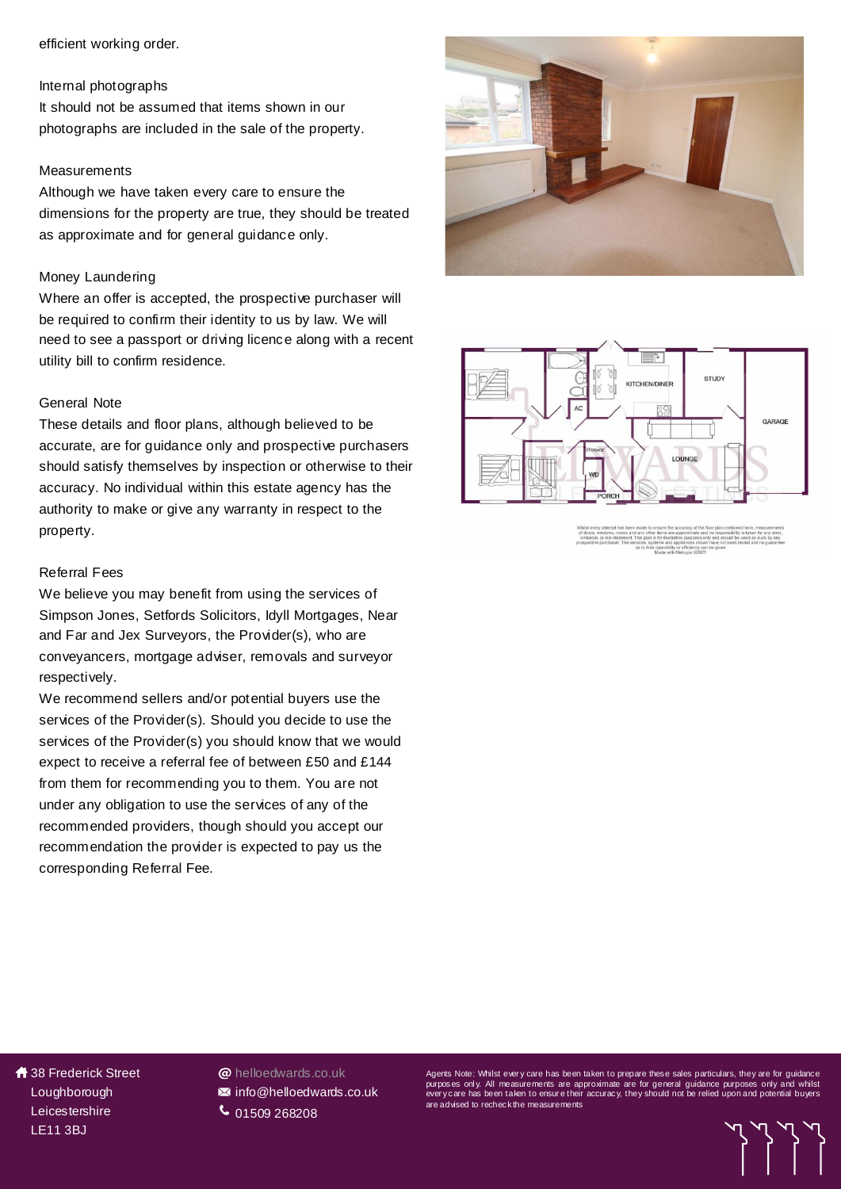efficient working order.

Internal photographs

It should not be assumed that items shown in our photographs are included in the sale of the property.

Measurements

Although we have taken every care to ensure the dimensions for the property are true, they should be treated as approximate and for general guidance only.

Money Laundering

Where an offer is accepted, the prospective purchaser will be required to confirm their identity to us by law. We will need to see a passport or driving licence along with a recent utility bill to confirm residence.

General Note

These details and floor plans, although believed to be accurate, are for guidance only and prospective purchasers should satisfy themselves by inspection or otherwise to their accuracy. No individual within this estate agency has the authority to make or give any warranty in respect to the property.

Referral Fees

We believe you may benefit from using the services of Simpson Jones, Setfords Solicitors, Idyll Mortgages, Near and Far and Jex Surveyors, the Provider(s), who are conveyancers, mortgage adviser, removals and surveyor respectively.

We recommend sellers and/or potential buyers use the services of the Provider(s). Should you decide to use the services of the Provider(s) you should know that we would expect to receive a referral fee of between £50 and £144 from them for recommending you to them. You are not under any obligation to use the services of any of the recommended providers, though should you accept our recommendation the provider is expected to pay us the corresponding Referral Fee.

38 Frederick Street
Loughborough
Leicestershire
LE11 3BJ

helloedwards.co.uk
info@helloedwards.co.uk
01509 268208

Agents Note: Whilst every care has been taken to prepare these sales particulars, they are for guidance purposes only. All measurements are approximate are for general guidance purposes only and whilst every care has been taken to ensure their accuracy, they should not be relied upon and potential buyers are advised to recheck the measurements